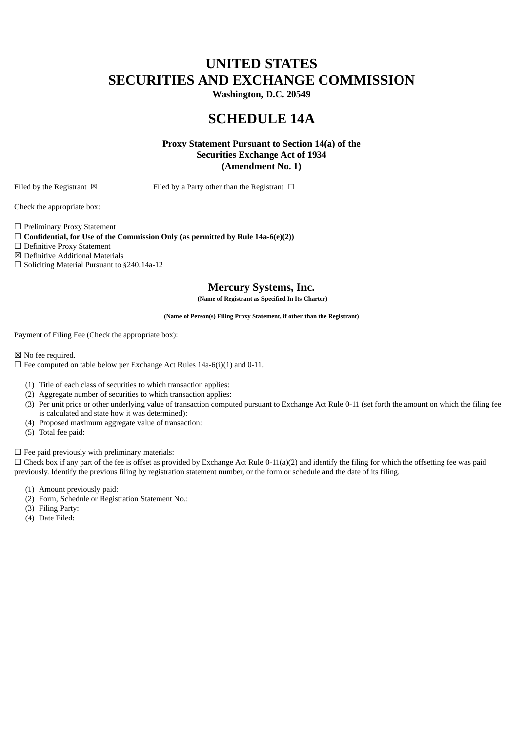# UNITED STATES
# SECURITIES AND EXCHANGE COMMISSION

**Washington, D.C. 20549**

# SCHEDULE 14A

**Proxy Statement Pursuant to Section 14(a) of the Securities Exchange Act of 1934**
**(Amendment No. 1)**

Filed by the Registrant ☒ Filed by a Party other than the Registrant ☐

Check the appropriate box:

☐ Preliminary Proxy Statement
☐ **Confidential, for Use of the Commission Only (as permitted by Rule 14a-6(e)(2))**
☐ Definitive Proxy Statement
☒ Definitive Additional Materials
☐ Soliciting Material Pursuant to §240.14a-12

## Mercury Systems, Inc.

**(Name of Registrant as Specified In Its Charter)**

**(Name of Person(s) Filing Proxy Statement, if other than the Registrant)**

Payment of Filing Fee (Check the appropriate box):

☒ No fee required.
☐ Fee computed on table below per Exchange Act Rules 14a-6(i)(1) and 0-11.

1. Title of each class of securities to which transaction applies:
2. Aggregate number of securities to which transaction applies:
3. Per unit price or other underlying value of transaction computed pursuant to Exchange Act Rule 0-11 (set forth the amount on which the filing fee is calculated and state how it was determined):
4. Proposed maximum aggregate value of transaction:
5. Total fee paid:

☐ Fee paid previously with preliminary materials:
☐ Check box if any part of the fee is offset as provided by Exchange Act Rule 0-11(a)(2) and identify the filing for which the offsetting fee was paid previously. Identify the previous filing by registration statement number, or the form or schedule and the date of its filing.

1. Amount previously paid:
2. Form, Schedule or Registration Statement No.:
3. Filing Party:
4. Date Filed: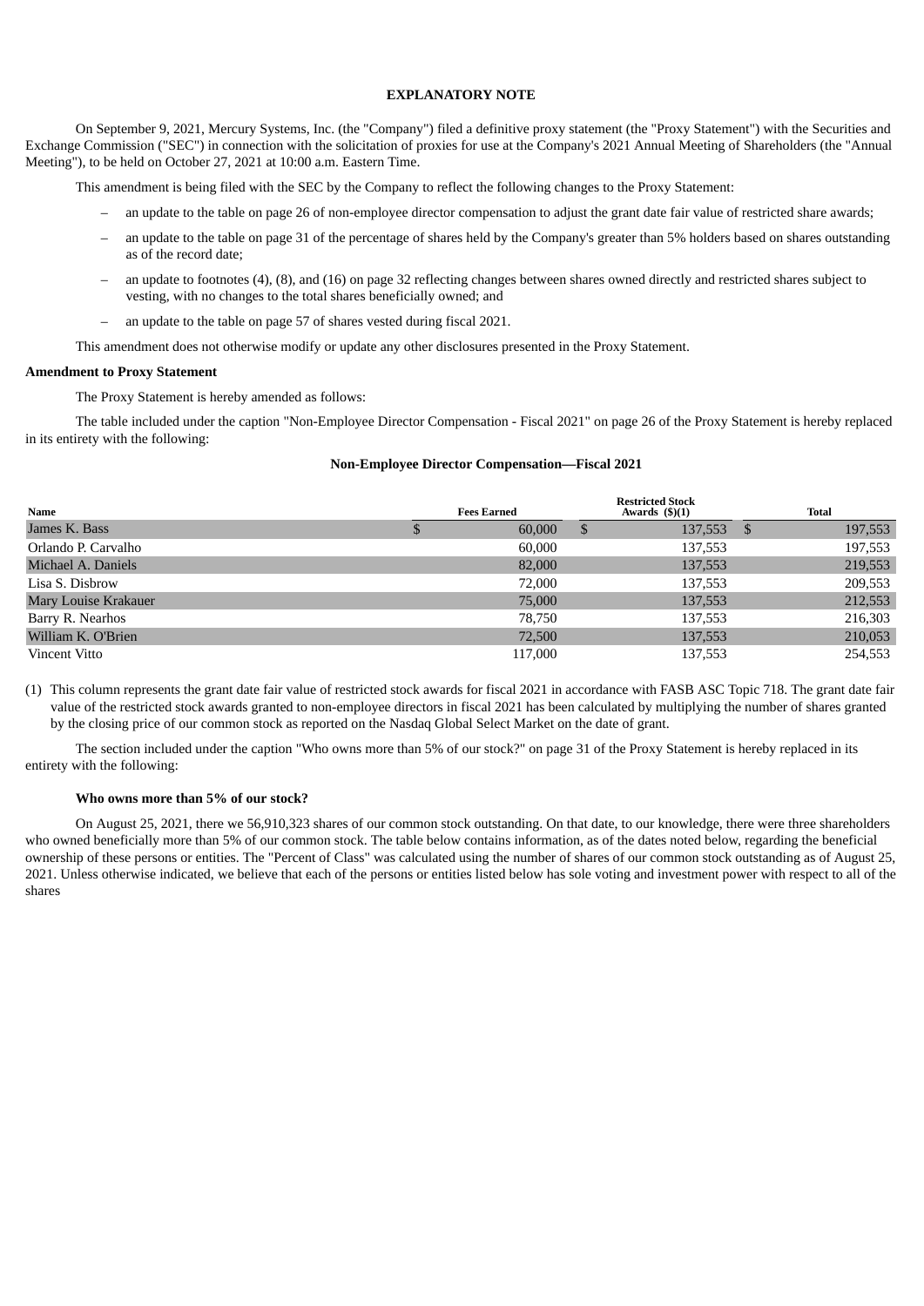**EXPLANATORY NOTE**

On September 9, 2021, Mercury Systems, Inc. (the "Company") filed a definitive proxy statement (the "Proxy Statement") with the Securities and Exchange Commission ("SEC") in connection with the solicitation of proxies for use at the Company's 2021 Annual Meeting of Shareholders (the "Annual Meeting"), to be held on October 27, 2021 at 10:00 a.m. Eastern Time.

This amendment is being filed with the SEC by the Company to reflect the following changes to the Proxy Statement:

- an update to the table on page 26 of non-employee director compensation to adjust the grant date fair value of restricted share awards;
- an update to the table on page 31 of the percentage of shares held by the Company's greater than 5% holders based on shares outstanding as of the record date;
- an update to footnotes (4), (8), and (16) on page 32 reflecting changes between shares owned directly and restricted shares subject to vesting, with no changes to the total shares beneficially owned; and
- an update to the table on page 57 of shares vested during fiscal 2021.

This amendment does not otherwise modify or update any other disclosures presented in the Proxy Statement.

**Amendment to Proxy Statement**

The Proxy Statement is hereby amended as follows:

The table included under the caption "Non-Employee Director Compensation - Fiscal 2021" on page 26 of the Proxy Statement is hereby replaced in its entirety with the following:

**Non-Employee Director Compensation—Fiscal 2021**

| Name | Fees Earned | Restricted Stock Awards ($)(1) | Total |
|---|---|---|---|
| James K. Bass | $ 60,000 | $ 137,553 | $ 197,553 |
| Orlando P. Carvalho | 60,000 | 137,553 | 197,553 |
| Michael A. Daniels | 82,000 | 137,553 | 219,553 |
| Lisa S. Disbrow | 72,000 | 137,553 | 209,553 |
| Mary Louise Krakauer | 75,000 | 137,553 | 212,553 |
| Barry R. Nearhos | 78,750 | 137,553 | 216,303 |
| William K. O'Brien | 72,500 | 137,553 | 210,053 |
| Vincent Vitto | 117,000 | 137,553 | 254,553 |

(1) This column represents the grant date fair value of restricted stock awards for fiscal 2021 in accordance with FASB ASC Topic 718. The grant date fair value of the restricted stock awards granted to non-employee directors in fiscal 2021 has been calculated by multiplying the number of shares granted by the closing price of our common stock as reported on the Nasdaq Global Select Market on the date of grant.

The section included under the caption "Who owns more than 5% of our stock?" on page 31 of the Proxy Statement is hereby replaced in its entirety with the following:

**Who owns more than 5% of our stock?**

On August 25, 2021, there we 56,910,323 shares of our common stock outstanding. On that date, to our knowledge, there were three shareholders who owned beneficially more than 5% of our common stock. The table below contains information, as of the dates noted below, regarding the beneficial ownership of these persons or entities. The "Percent of Class" was calculated using the number of shares of our common stock outstanding as of August 25, 2021. Unless otherwise indicated, we believe that each of the persons or entities listed below has sole voting and investment power with respect to all of the shares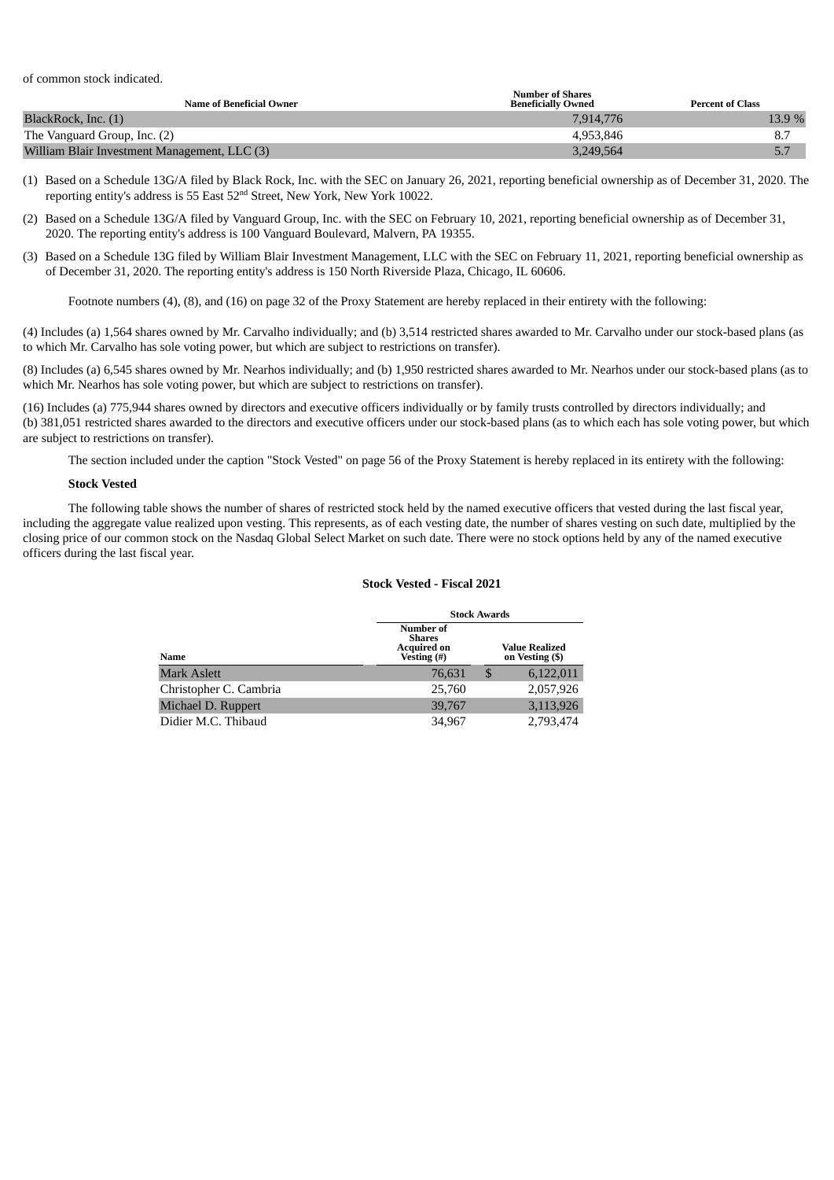of common stock indicated.

| Name of Beneficial Owner | Number of Shares Beneficially Owned | Percent of Class |
|---|---|---|
| BlackRock, Inc. (1) | 7,914,776 | 13.9 % |
| The Vanguard Group, Inc. (2) | 4,953,846 | 8.7 |
| William Blair Investment Management, LLC (3) | 3,249,564 | 5.7 |

(1) Based on a Schedule 13G/A filed by Black Rock, Inc. with the SEC on January 26, 2021, reporting beneficial ownership as of December 31, 2020. The reporting entity's address is 55 East 52nd Street, New York, New York 10022.

(2) Based on a Schedule 13G/A filed by Vanguard Group, Inc. with the SEC on February 10, 2021, reporting beneficial ownership as of December 31, 2020. The reporting entity's address is 100 Vanguard Boulevard, Malvern, PA 19355.

(3) Based on a Schedule 13G filed by William Blair Investment Management, LLC with the SEC on February 11, 2021, reporting beneficial ownership as of December 31, 2020. The reporting entity's address is 150 North Riverside Plaza, Chicago, IL 60606.

Footnote numbers (4), (8), and (16) on page 32 of the Proxy Statement are hereby replaced in their entirety with the following:

(4) Includes (a) 1,564 shares owned by Mr. Carvalho individually; and (b) 3,514 restricted shares awarded to Mr. Carvalho under our stock-based plans (as to which Mr. Carvalho has sole voting power, but which are subject to restrictions on transfer).

(8) Includes (a) 6,545 shares owned by Mr. Nearhos individually; and (b) 1,950 restricted shares awarded to Mr. Nearhos under our stock-based plans (as to which Mr. Nearhos has sole voting power, but which are subject to restrictions on transfer).

(16) Includes (a) 775,944 shares owned by directors and executive officers individually or by family trusts controlled by directors individually; and (b) 381,051 restricted shares awarded to the directors and executive officers under our stock-based plans (as to which each has sole voting power, but which are subject to restrictions on transfer).

The section included under the caption "Stock Vested" on page 56 of the Proxy Statement is hereby replaced in its entirety with the following:

**Stock Vested**

The following table shows the number of shares of restricted stock held by the named executive officers that vested during the last fiscal year, including the aggregate value realized upon vesting. This represents, as of each vesting date, the number of shares vesting on such date, multiplied by the closing price of our common stock on the Nasdaq Global Select Market on such date. There were no stock options held by any of the named executive officers during the last fiscal year.

**Stock Vested - Fiscal 2021**

| | Stock Awards | |
|---|---|---|
| Name | Number of Shares Acquired on Vesting (#) | Value Realized on Vesting ($) |
| Mark Aslett | 76,631 | $ 6,122,011 |
| Christopher C. Cambria | 25,760 | 2,057,926 |
| Michael D. Ruppert | 39,767 | 3,113,926 |
| Didier M.C. Thibaud | 34,967 | 2,793,474 |